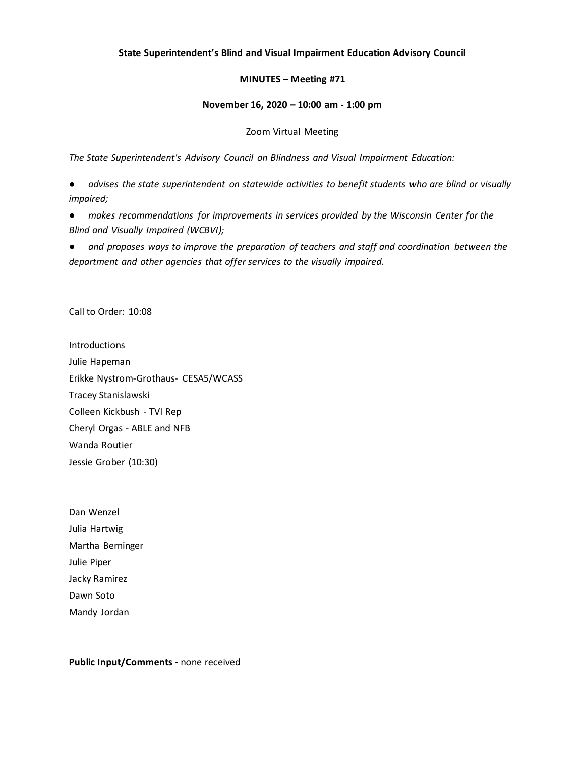**State Superintendent's Blind and Visual Impairment Education Advisory Council**

**MINUTES – Meeting #71**

**November 16, 2020 – 10:00 am - 1:00 pm**

Zoom Virtual Meeting

*The State Superintendent's Advisory Council on Blindness and Visual Impairment Education:*

- *advises the state superintendent on statewide activities to benefit students who are blind or visually impaired;*
- *makes recommendations for improvements in services provided by the Wisconsin Center for the Blind and Visually Impaired (WCBVI);*
- *and proposes ways to improve the preparation of teachers and staff and coordination between the department and other agencies that offer services to the visually impaired.*

Call to Order: 10:08

Introductions

Julie Hapeman

Erikke Nystrom-Grothaus- CESA5/WCASS

Tracey Stanislawski

Colleen Kickbush - TVI Rep

Cheryl Orgas - ABLE and NFB

Wanda Routier

Jessie Grober (10:30)

Dan Wenzel

Julia Hartwig

Martha Berninger

Julie Piper

Jacky Ramirez

Dawn Soto

Mandy Jordan

**Public Input/Comments -** none received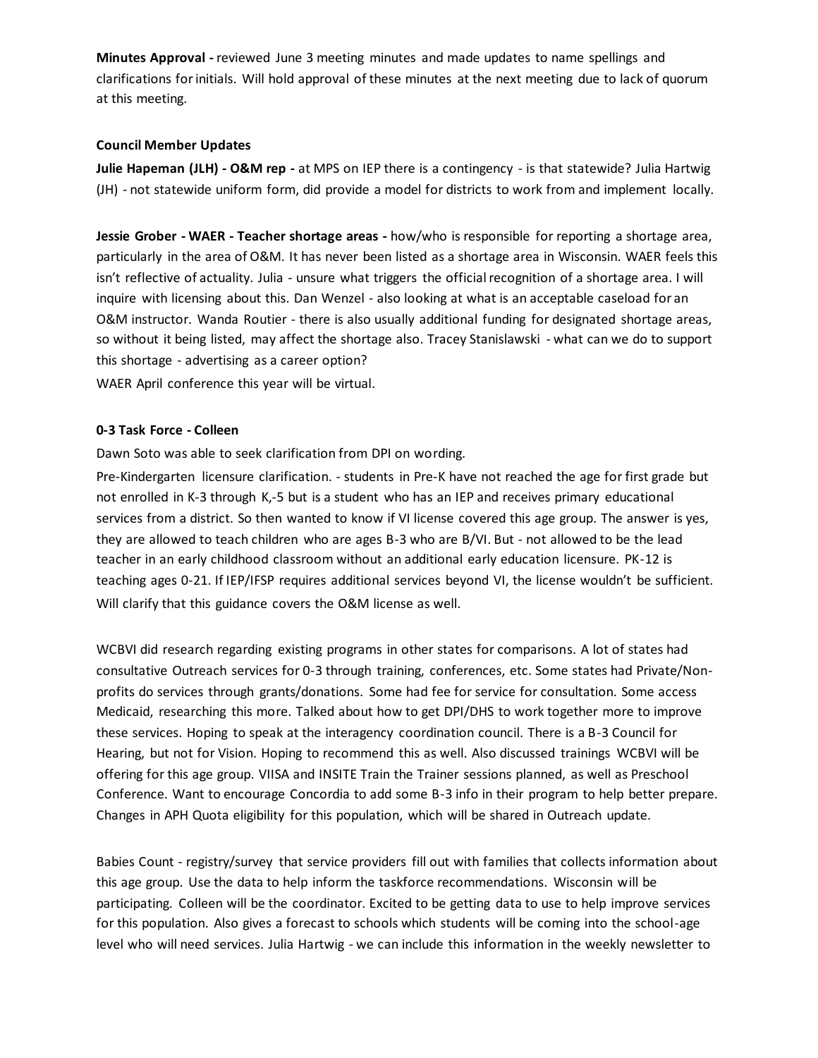**Minutes Approval -** reviewed June 3 meeting minutes and made updates to name spellings and clarifications for initials. Will hold approval of these minutes at the next meeting due to lack of quorum at this meeting.

**Council Member Updates**

**Julie Hapeman (JLH) - O&M rep -** at MPS on IEP there is a contingency - is that statewide? Julia Hartwig (JH) - not statewide uniform form, did provide a model for districts to work from and implement locally.

**Jessie Grober - WAER - Teacher shortage areas -** how/who is responsible for reporting a shortage area, particularly in the area of O&M. It has never been listed as a shortage area in Wisconsin. WAER feels this isn't reflective of actuality. Julia - unsure what triggers the official recognition of a shortage area. I will inquire with licensing about this. Dan Wenzel - also looking at what is an acceptable caseload for an O&M instructor. Wanda Routier - there is also usually additional funding for designated shortage areas, so without it being listed, may affect the shortage also. Tracey Stanislawski - what can we do to support this shortage - advertising as a career option?

WAER April conference this year will be virtual.

**0-3 Task Force - Colleen**

Dawn Soto was able to seek clarification from DPI on wording.

Pre-Kindergarten licensure clarification. - students in Pre-K have not reached the age for first grade but not enrolled in K-3 through K,-5 but is a student who has an IEP and receives primary educational services from a district. So then wanted to know if VI license covered this age group. The answer is yes, they are allowed to teach children who are ages B-3 who are B/VI. But - not allowed to be the lead teacher in an early childhood classroom without an additional early education licensure. PK-12 is teaching ages 0-21. If IEP/IFSP requires additional services beyond VI, the license wouldn't be sufficient. Will clarify that this guidance covers the O&M license as well.

WCBVI did research regarding existing programs in other states for comparisons. A lot of states had consultative Outreach services for 0-3 through training, conferences, etc. Some states had Private/Non-profits do services through grants/donations. Some had fee for service for consultation. Some access Medicaid, researching this more. Talked about how to get DPI/DHS to work together more to improve these services. Hoping to speak at the interagency coordination council. There is a B-3 Council for Hearing, but not for Vision. Hoping to recommend this as well. Also discussed trainings WCBVI will be offering for this age group. VIISA and INSITE Train the Trainer sessions planned, as well as Preschool Conference. Want to encourage Concordia to add some B-3 info in their program to help better prepare. Changes in APH Quota eligibility for this population, which will be shared in Outreach update.

Babies Count - registry/survey that service providers fill out with families that collects information about this age group. Use the data to help inform the taskforce recommendations. Wisconsin will be participating. Colleen will be the coordinator. Excited to be getting data to use to help improve services for this population. Also gives a forecast to schools which students will be coming into the school-age level who will need services. Julia Hartwig - we can include this information in the weekly newsletter to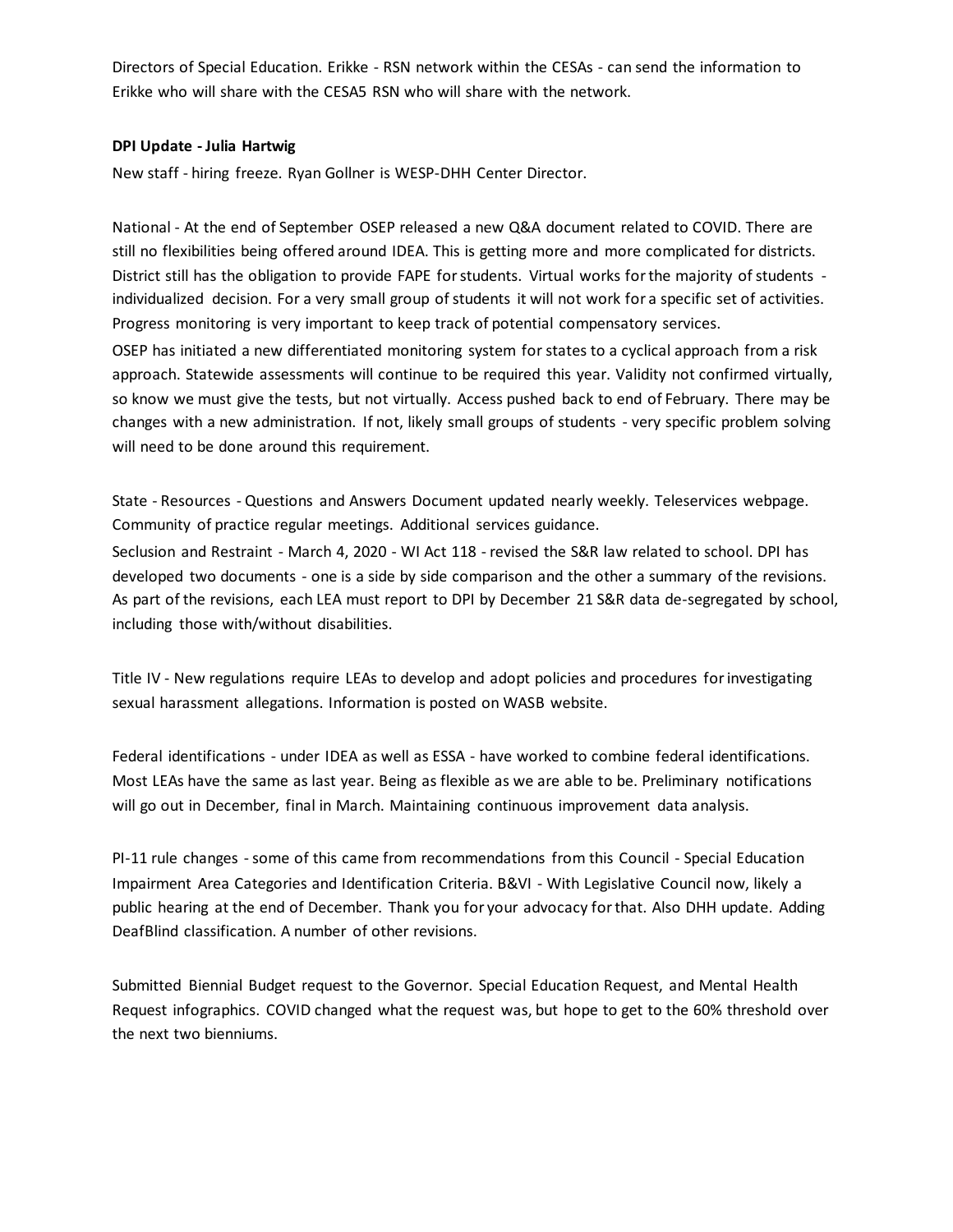Directors of Special Education. Erikke - RSN network within the CESAs - can send the information to Erikke who will share with the CESA5 RSN who will share with the network.

**DPI Update - Julia Hartwig**

New staff - hiring freeze. Ryan Gollner is WESP-DHH Center Director.

National - At the end of September OSEP released a new Q&A document related to COVID. There are still no flexibilities being offered around IDEA. This is getting more and more complicated for districts. District still has the obligation to provide FAPE for students. Virtual works for the majority of students - individualized decision. For a very small group of students it will not work for a specific set of activities. Progress monitoring is very important to keep track of potential compensatory services.

OSEP has initiated a new differentiated monitoring system for states to a cyclical approach from a risk approach. Statewide assessments will continue to be required this year. Validity not confirmed virtually, so know we must give the tests, but not virtually. Access pushed back to end of February. There may be changes with a new administration. If not, likely small groups of students - very specific problem solving will need to be done around this requirement.

State - Resources - Questions and Answers Document updated nearly weekly. Teleservices webpage. Community of practice regular meetings. Additional services guidance.

Seclusion and Restraint - March 4, 2020 - WI Act 118 - revised the S&R law related to school. DPI has developed two documents - one is a side by side comparison and the other a summary of the revisions. As part of the revisions, each LEA must report to DPI by December 21 S&R data de-segregated by school, including those with/without disabilities.

Title IV - New regulations require LEAs to develop and adopt policies and procedures for investigating sexual harassment allegations. Information is posted on WASB website.

Federal identifications - under IDEA as well as ESSA - have worked to combine federal identifications. Most LEAs have the same as last year. Being as flexible as we are able to be. Preliminary notifications will go out in December, final in March. Maintaining continuous improvement data analysis.

PI-11 rule changes - some of this came from recommendations from this Council - Special Education Impairment Area Categories and Identification Criteria. B&VI - With Legislative Council now, likely a public hearing at the end of December. Thank you for your advocacy for that. Also DHH update. Adding DeafBlind classification. A number of other revisions.

Submitted Biennial Budget request to the Governor. Special Education Request, and Mental Health Request infographics. COVID changed what the request was, but hope to get to the 60% threshold over the next two bienniums.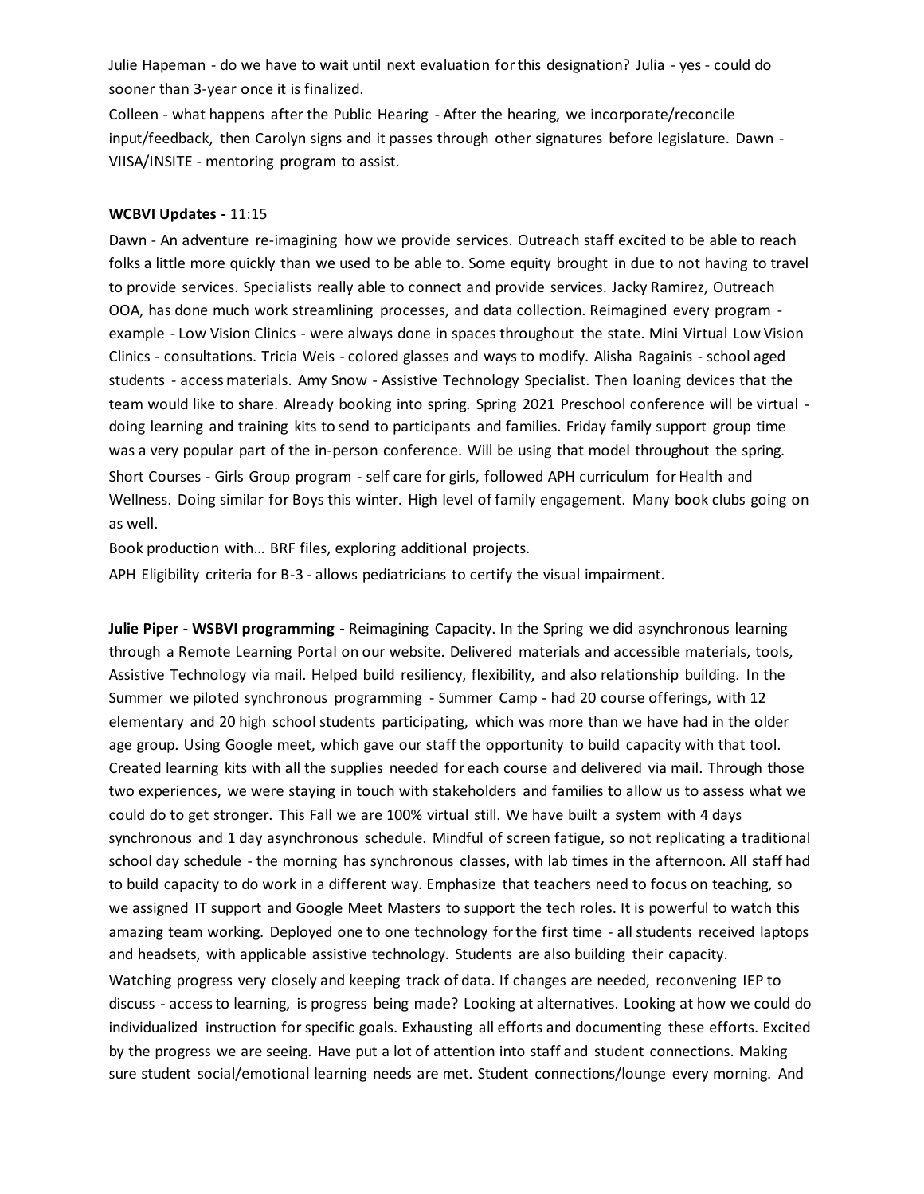Julie Hapeman - do we have to wait until next evaluation for this designation? Julia - yes - could do sooner than 3-year once it is finalized.

Colleen - what happens after the Public Hearing - After the hearing, we incorporate/reconcile input/feedback, then Carolyn signs and it passes through other signatures before legislature. Dawn - VIISA/INSITE - mentoring program to assist.

**WCBVI Updates -** 11:15

Dawn - An adventure re-imagining how we provide services. Outreach staff excited to be able to reach folks a little more quickly than we used to be able to. Some equity brought in due to not having to travel to provide services. Specialists really able to connect and provide services. Jacky Ramirez, Outreach OOA, has done much work streamlining processes, and data collection. Reimagined every program - example - Low Vision Clinics - were always done in spaces throughout the state. Mini Virtual Low Vision Clinics - consultations. Tricia Weis - colored glasses and ways to modify. Alisha Ragainis - school aged students - access materials. Amy Snow - Assistive Technology Specialist. Then loaning devices that the team would like to share. Already booking into spring. Spring 2021 Preschool conference will be virtual - doing learning and training kits to send to participants and families. Friday family support group time was a very popular part of the in-person conference. Will be using that model throughout the spring.

Short Courses - Girls Group program - self care for girls, followed APH curriculum for Health and Wellness. Doing similar for Boys this winter. High level of family engagement. Many book clubs going on as well.

Book production with... BRF files, exploring additional projects.

APH Eligibility criteria for B-3 - allows pediatricians to certify the visual impairment.

**Julie Piper - WSBVI programming -** Reimagining Capacity. In the Spring we did asynchronous learning through a Remote Learning Portal on our website. Delivered materials and accessible materials, tools, Assistive Technology via mail. Helped build resiliency, flexibility, and also relationship building. In the Summer we piloted synchronous programming - Summer Camp - had 20 course offerings, with 12 elementary and 20 high school students participating, which was more than we have had in the older age group. Using Google meet, which gave our staff the opportunity to build capacity with that tool. Created learning kits with all the supplies needed for each course and delivered via mail. Through those two experiences, we were staying in touch with stakeholders and families to allow us to assess what we could do to get stronger. This Fall we are 100% virtual still. We have built a system with 4 days synchronous and 1 day asynchronous schedule. Mindful of screen fatigue, so not replicating a traditional school day schedule - the morning has synchronous classes, with lab times in the afternoon. All staff had to build capacity to do work in a different way. Emphasize that teachers need to focus on teaching, so we assigned IT support and Google Meet Masters to support the tech roles. It is powerful to watch this amazing team working. Deployed one to one technology for the first time - all students received laptops and headsets, with applicable assistive technology. Students are also building their capacity.

Watching progress very closely and keeping track of data. If changes are needed, reconvening IEP to discuss - access to learning, is progress being made? Looking at alternatives. Looking at how we could do individualized instruction for specific goals. Exhausting all efforts and documenting these efforts. Excited by the progress we are seeing. Have put a lot of attention into staff and student connections. Making sure student social/emotional learning needs are met. Student connections/lounge every morning. And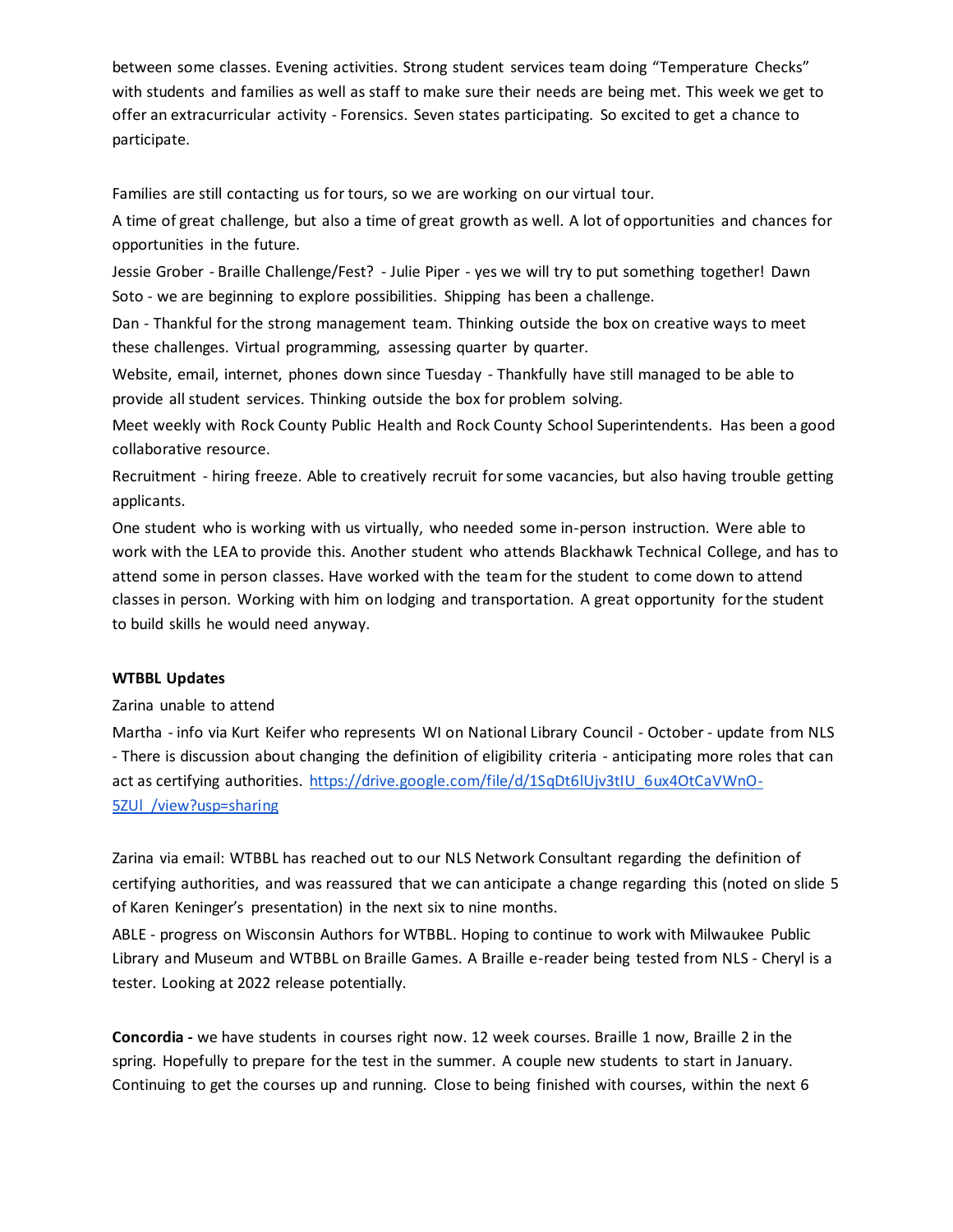between some classes. Evening activities. Strong student services team doing "Temperature Checks" with students and families as well as staff to make sure their needs are being met. This week we get to offer an extracurricular activity - Forensics. Seven states participating. So excited to get a chance to participate.

Families are still contacting us for tours, so we are working on our virtual tour.

A time of great challenge, but also a time of great growth as well. A lot of opportunities and chances for opportunities in the future.

Jessie Grober - Braille Challenge/Fest? - Julie Piper - yes we will try to put something together! Dawn Soto - we are beginning to explore possibilities. Shipping has been a challenge.

Dan - Thankful for the strong management team. Thinking outside the box on creative ways to meet these challenges. Virtual programming, assessing quarter by quarter.

Website, email, internet, phones down since Tuesday - Thankfully have still managed to be able to provide all student services. Thinking outside the box for problem solving.

Meet weekly with Rock County Public Health and Rock County School Superintendents. Has been a good collaborative resource.

Recruitment - hiring freeze. Able to creatively recruit for some vacancies, but also having trouble getting applicants.

One student who is working with us virtually, who needed some in-person instruction. Were able to work with the LEA to provide this. Another student who attends Blackhawk Technical College, and has to attend some in person classes. Have worked with the team for the student to come down to attend classes in person. Working with him on lodging and transportation. A great opportunity for the student to build skills he would need anyway.

**WTBBL Updates**

Zarina unable to attend

Martha - info via Kurt Keifer who represents WI on National Library Council - October - update from NLS - There is discussion about changing the definition of eligibility criteria - anticipating more roles that can act as certifying authorities. https://drive.google.com/file/d/1SqDt6lUjv3tIU_6ux4OtCaVWnO-5ZUl_/view?usp=sharing

Zarina via email: WTBBL has reached out to our NLS Network Consultant regarding the definition of certifying authorities, and was reassured that we can anticipate a change regarding this (noted on slide 5 of Karen Keninger's presentation) in the next six to nine months.

ABLE - progress on Wisconsin Authors for WTBBL. Hoping to continue to work with Milwaukee Public Library and Museum and WTBBL on Braille Games. A Braille e-reader being tested from NLS - Cheryl is a tester. Looking at 2022 release potentially.

**Concordia -** we have students in courses right now. 12 week courses. Braille 1 now, Braille 2 in the spring. Hopefully to prepare for the test in the summer. A couple new students to start in January. Continuing to get the courses up and running. Close to being finished with courses, within the next 6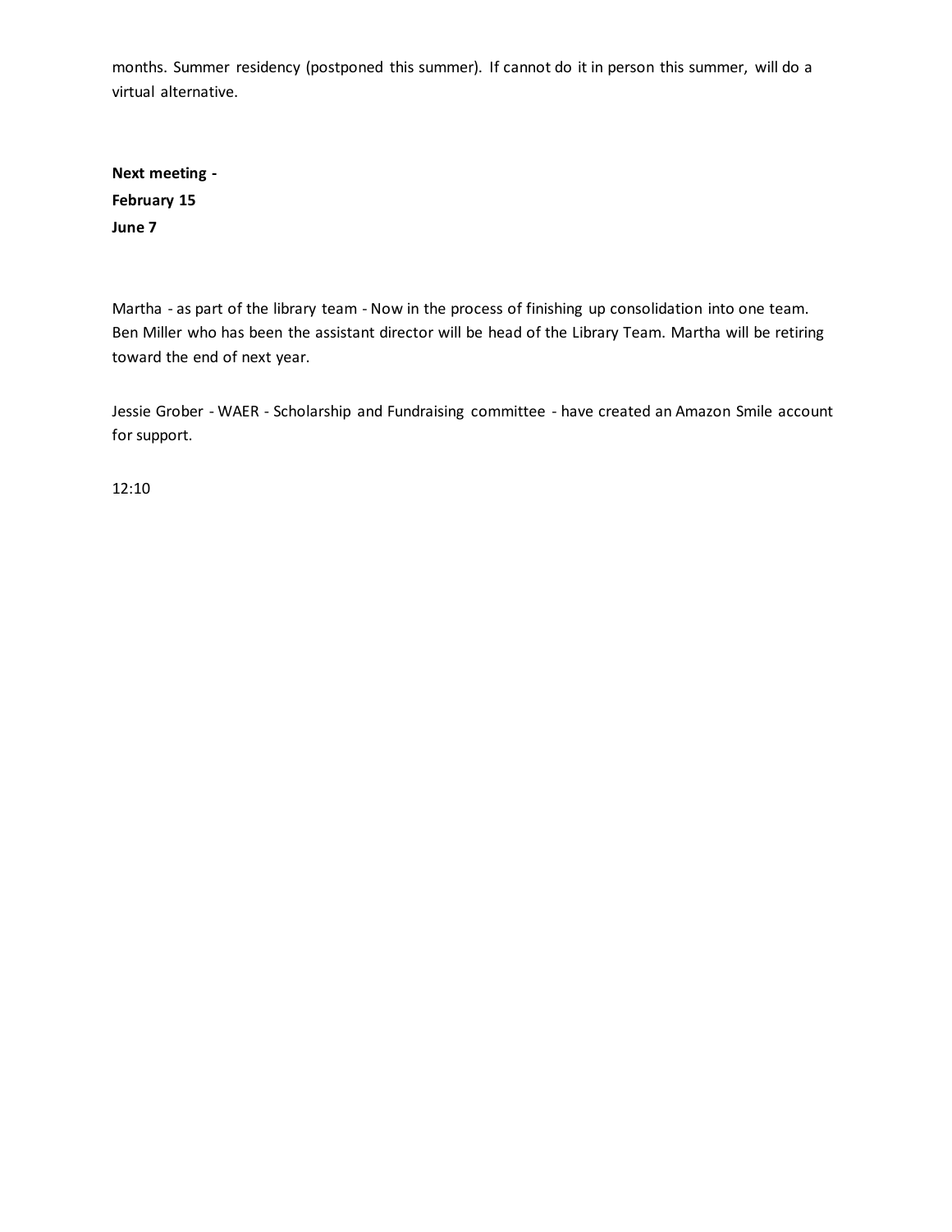months. Summer residency (postponed this summer). If cannot do it in person this summer, will do a virtual alternative.

**Next meeting -**
**February 15**
**June 7**

Martha - as part of the library team - Now in the process of finishing up consolidation into one team. Ben Miller who has been the assistant director will be head of the Library Team. Martha will be retiring toward the end of next year.

Jessie Grober - WAER - Scholarship and Fundraising committee - have created an Amazon Smile account for support.

12:10